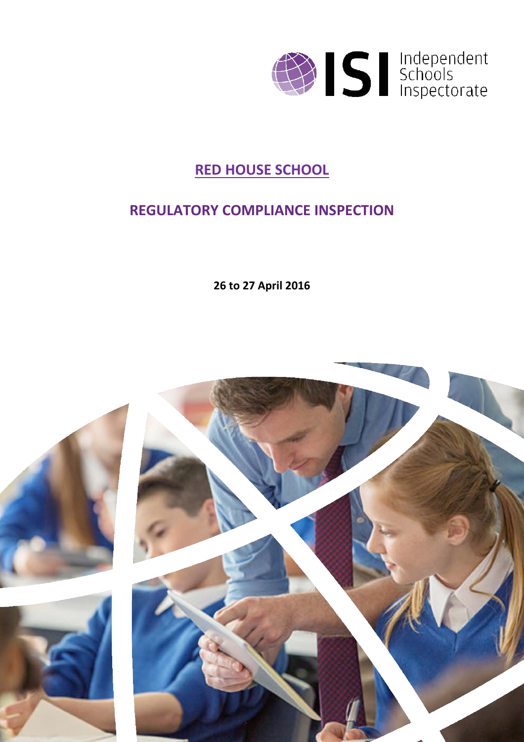ISI Independent Schools Inspectorate

# RED HOUSE SCHOOL

## REGULATORY COMPLIANCE INSPECTION

**26 to 27 April 2016**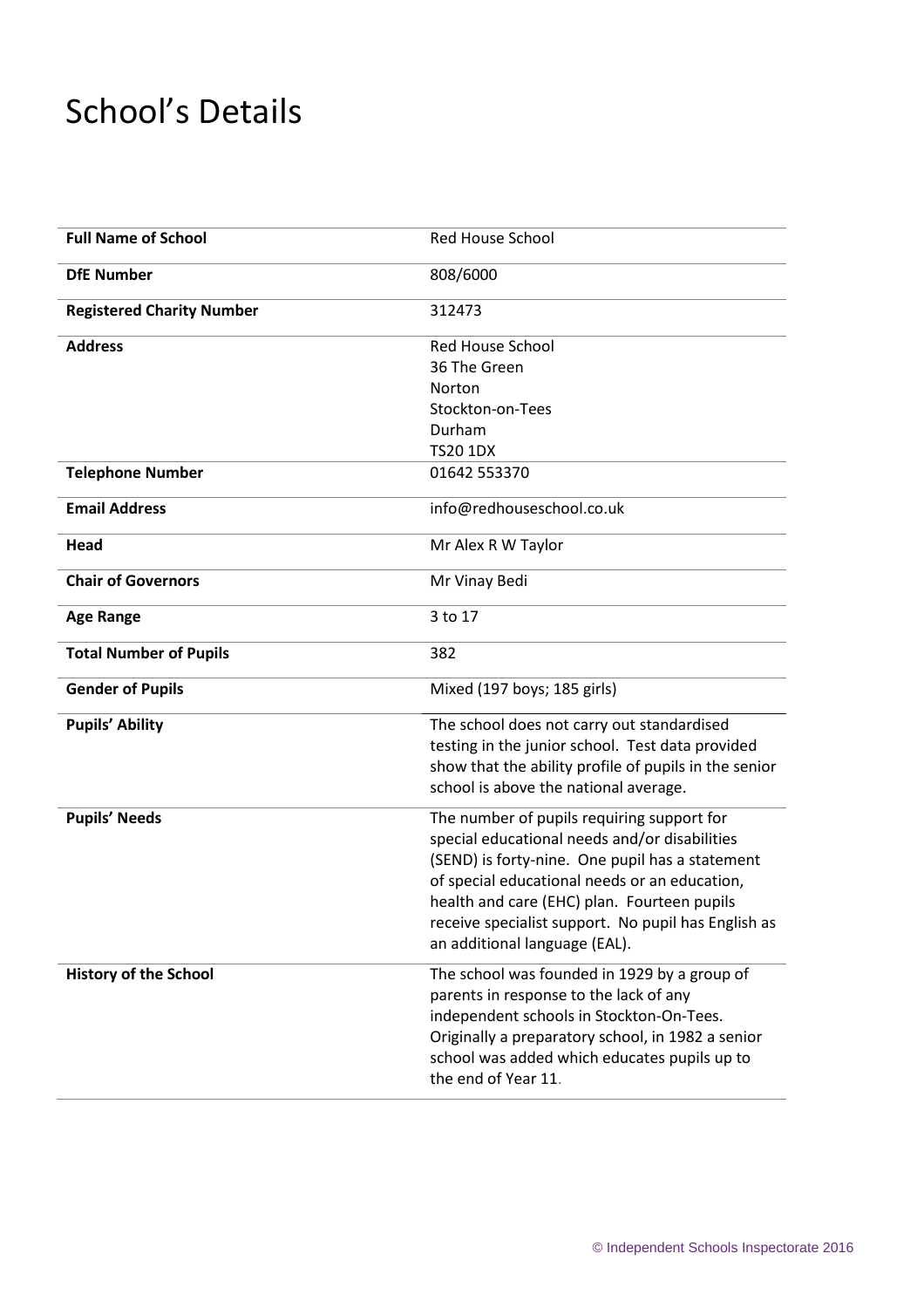# School's Details

| | |
|---|---|
| **Full Name of School** | Red House School |
| **DfE Number** | 808/6000 |
| **Registered Charity Number** | 312473 |
| **Address** | Red House School<br>36 The Green<br>Norton<br>Stockton-on-Tees<br>Durham<br>TS20 1DX |
| **Telephone Number** | 01642 553370 |
| **Email Address** | info@redhouseschool.co.uk |
| **Head** | Mr Alex R W Taylor |
| **Chair of Governors** | Mr Vinay Bedi |
| **Age Range** | 3 to 17 |
| **Total Number of Pupils** | 382 |
| **Gender of Pupils** | Mixed (197 boys; 185 girls) |
| **Pupils' Ability** | The school does not carry out standardised testing in the junior school. Test data provided show that the ability profile of pupils in the senior school is above the national average. |
| **Pupils' Needs** | The number of pupils requiring support for special educational needs and/or disabilities (SEND) is forty-nine. One pupil has a statement of special educational needs or an education, health and care (EHC) plan. Fourteen pupils receive specialist support. No pupil has English as an additional language (EAL). |
| **History of the School** | The school was founded in 1929 by a group of parents in response to the lack of any independent schools in Stockton-On-Tees. Originally a preparatory school, in 1982 a senior school was added which educates pupils up to the end of Year 11. |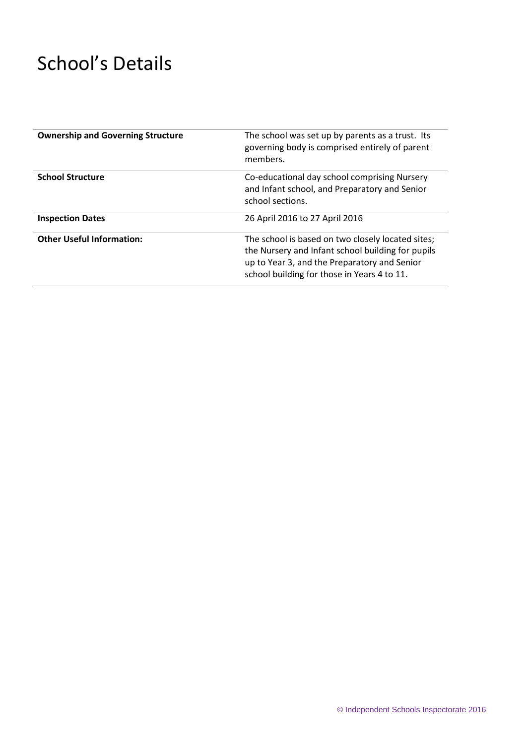# School's Details

| | |
|---|---|
| **Ownership and Governing Structure** | The school was set up by parents as a trust. Its governing body is comprised entirely of parent members. |
| **School Structure** | Co-educational day school comprising Nursery and Infant school, and Preparatory and Senior school sections. |
| **Inspection Dates** | 26 April 2016 to 27 April 2016 |
| **Other Useful Information:** | The school is based on two closely located sites; the Nursery and Infant school building for pupils up to Year 3, and the Preparatory and Senior school building for those in Years 4 to 11. |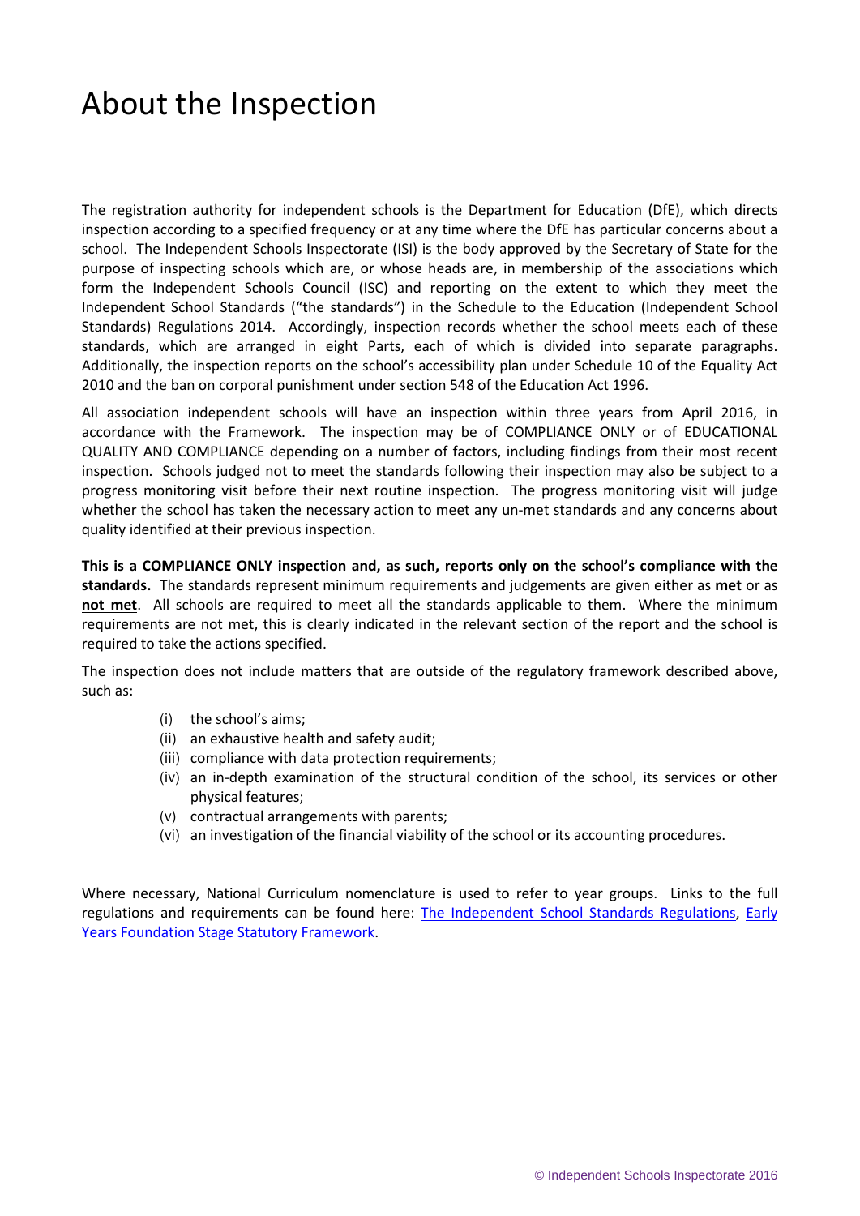# About the Inspection

The registration authority for independent schools is the Department for Education (DfE), which directs inspection according to a specified frequency or at any time where the DfE has particular concerns about a school. The Independent Schools Inspectorate (ISI) is the body approved by the Secretary of State for the purpose of inspecting schools which are, or whose heads are, in membership of the associations which form the Independent Schools Council (ISC) and reporting on the extent to which they meet the Independent School Standards ("the standards") in the Schedule to the Education (Independent School Standards) Regulations 2014. Accordingly, inspection records whether the school meets each of these standards, which are arranged in eight Parts, each of which is divided into separate paragraphs. Additionally, the inspection reports on the school's accessibility plan under Schedule 10 of the Equality Act 2010 and the ban on corporal punishment under section 548 of the Education Act 1996.

All association independent schools will have an inspection within three years from April 2016, in accordance with the Framework. The inspection may be of COMPLIANCE ONLY or of EDUCATIONAL QUALITY AND COMPLIANCE depending on a number of factors, including findings from their most recent inspection. Schools judged not to meet the standards following their inspection may also be subject to a progress monitoring visit before their next routine inspection. The progress monitoring visit will judge whether the school has taken the necessary action to meet any un-met standards and any concerns about quality identified at their previous inspection.

**This is a COMPLIANCE ONLY inspection and, as such, reports only on the school's compliance with the standards.** The standards represent minimum requirements and judgements are given either as **met** or as **not met**. All schools are required to meet all the standards applicable to them. Where the minimum requirements are not met, this is clearly indicated in the relevant section of the report and the school is required to take the actions specified.

The inspection does not include matters that are outside of the regulatory framework described above, such as:

(i) the school's aims;
(ii) an exhaustive health and safety audit;
(iii) compliance with data protection requirements;
(iv) an in-depth examination of the structural condition of the school, its services or other physical features;
(v) contractual arrangements with parents;
(vi) an investigation of the financial viability of the school or its accounting procedures.

Where necessary, National Curriculum nomenclature is used to refer to year groups. Links to the full regulations and requirements can be found here: The Independent School Standards Regulations, Early Years Foundation Stage Statutory Framework.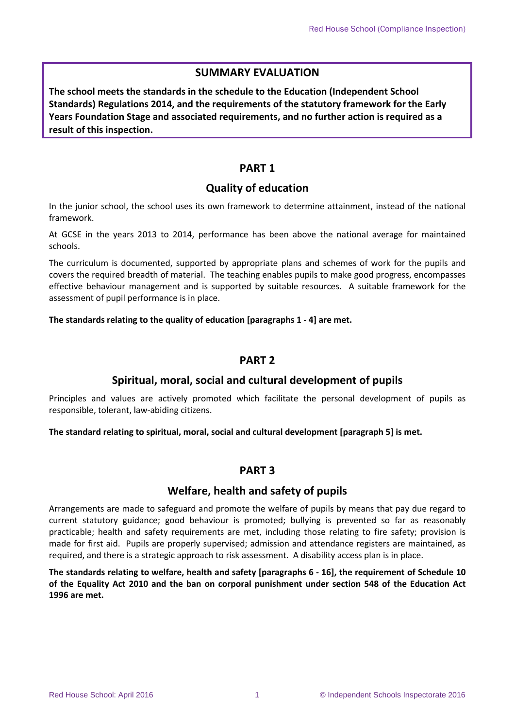## SUMMARY EVALUATION

**The school meets the standards in the schedule to the Education (Independent School Standards) Regulations 2014, and the requirements of the statutory framework for the Early Years Foundation Stage and associated requirements, and no further action is required as a result of this inspection.**

## PART 1

### Quality of education

In the junior school, the school uses its own framework to determine attainment, instead of the national framework.

At GCSE in the years 2013 to 2014, performance has been above the national average for maintained schools.

The curriculum is documented, supported by appropriate plans and schemes of work for the pupils and covers the required breadth of material. The teaching enables pupils to make good progress, encompasses effective behaviour management and is supported by suitable resources. A suitable framework for the assessment of pupil performance is in place.

**The standards relating to the quality of education [paragraphs 1 - 4] are met.**

## PART 2

### Spiritual, moral, social and cultural development of pupils

Principles and values are actively promoted which facilitate the personal development of pupils as responsible, tolerant, law-abiding citizens.

**The standard relating to spiritual, moral, social and cultural development [paragraph 5] is met.**

## PART 3

### Welfare, health and safety of pupils

Arrangements are made to safeguard and promote the welfare of pupils by means that pay due regard to current statutory guidance; good behaviour is promoted; bullying is prevented so far as reasonably practicable; health and safety requirements are met, including those relating to fire safety; provision is made for first aid. Pupils are properly supervised; admission and attendance registers are maintained, as required, and there is a strategic approach to risk assessment. A disability access plan is in place.

**The standards relating to welfare, health and safety [paragraphs 6 - 16], the requirement of Schedule 10 of the Equality Act 2010 and the ban on corporal punishment under section 548 of the Education Act 1996 are met.**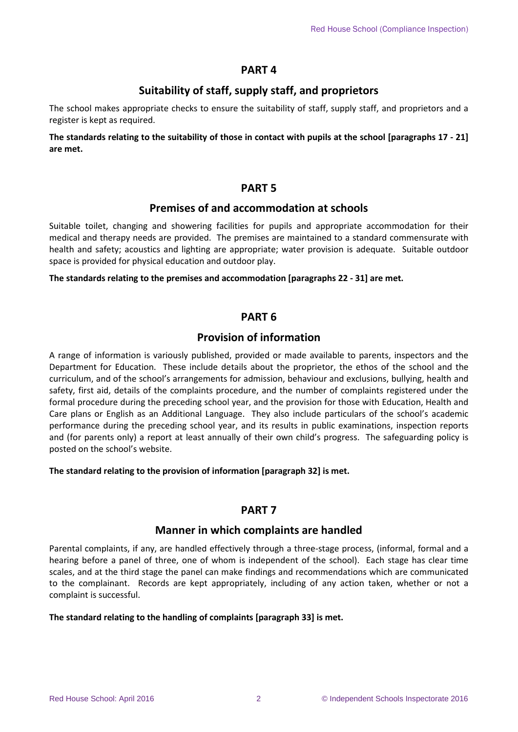## PART 4

### Suitability of staff, supply staff, and proprietors

The school makes appropriate checks to ensure the suitability of staff, supply staff, and proprietors and a register is kept as required.

**The standards relating to the suitability of those in contact with pupils at the school [paragraphs 17 - 21] are met.**

## PART 5

### Premises of and accommodation at schools

Suitable toilet, changing and showering facilities for pupils and appropriate accommodation for their medical and therapy needs are provided. The premises are maintained to a standard commensurate with health and safety; acoustics and lighting are appropriate; water provision is adequate. Suitable outdoor space is provided for physical education and outdoor play.

**The standards relating to the premises and accommodation [paragraphs 22 - 31] are met.**

## PART 6

### Provision of information

A range of information is variously published, provided or made available to parents, inspectors and the Department for Education. These include details about the proprietor, the ethos of the school and the curriculum, and of the school's arrangements for admission, behaviour and exclusions, bullying, health and safety, first aid, details of the complaints procedure, and the number of complaints registered under the formal procedure during the preceding school year, and the provision for those with Education, Health and Care plans or English as an Additional Language. They also include particulars of the school's academic performance during the preceding school year, and its results in public examinations, inspection reports and (for parents only) a report at least annually of their own child's progress. The safeguarding policy is posted on the school's website.

**The standard relating to the provision of information [paragraph 32] is met.**

## PART 7

### Manner in which complaints are handled

Parental complaints, if any, are handled effectively through a three-stage process, (informal, formal and a hearing before a panel of three, one of whom is independent of the school). Each stage has clear time scales, and at the third stage the panel can make findings and recommendations which are communicated to the complainant. Records are kept appropriately, including of any action taken, whether or not a complaint is successful.

**The standard relating to the handling of complaints [paragraph 33] is met.**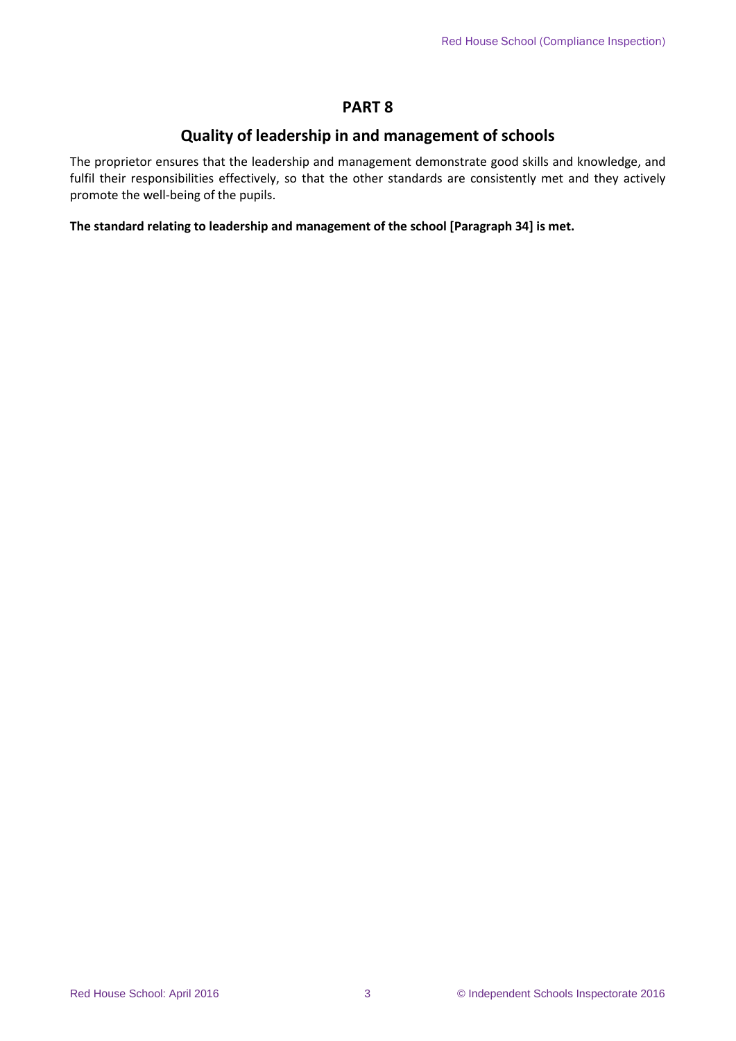## PART 8

### Quality of leadership in and management of schools

The proprietor ensures that the leadership and management demonstrate good skills and knowledge, and fulfil their responsibilities effectively, so that the other standards are consistently met and they actively promote the well-being of the pupils.

**The standard relating to leadership and management of the school [Paragraph 34] is met.**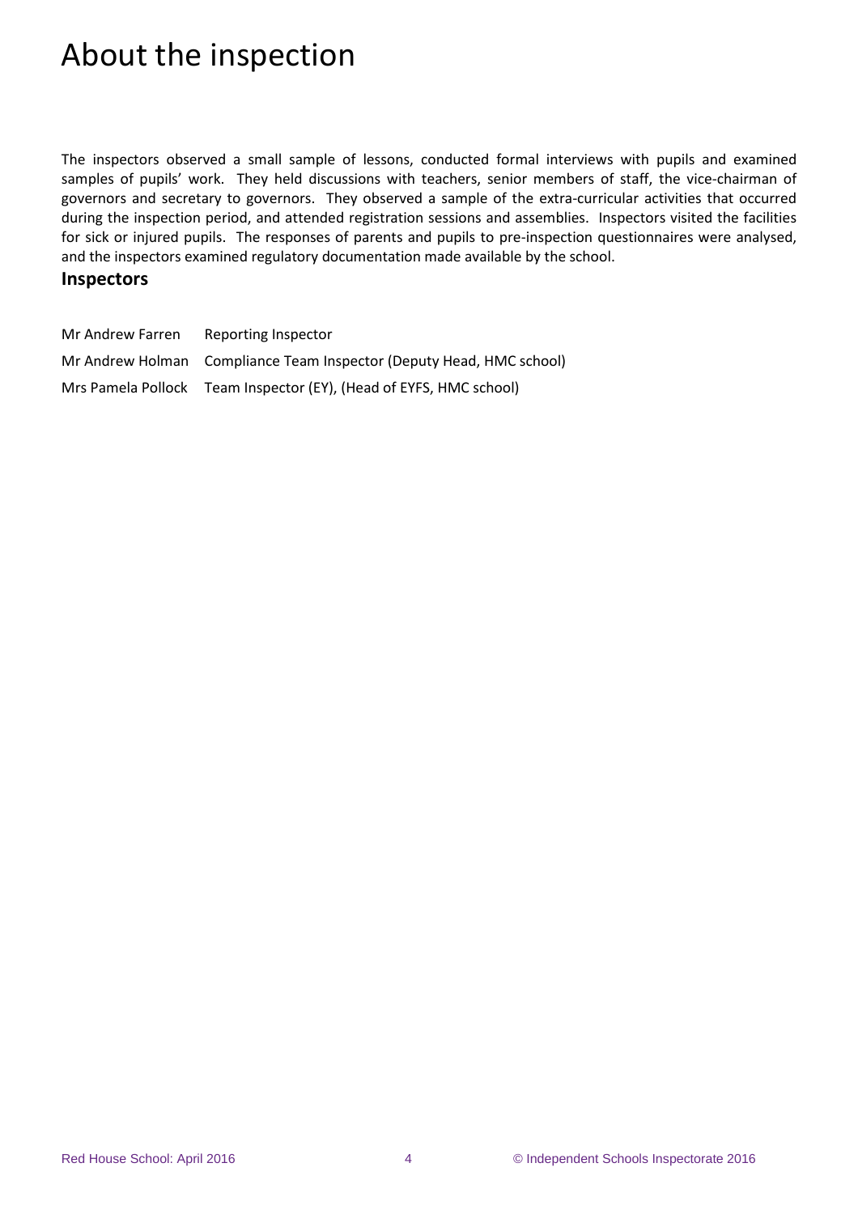# About the inspection

The inspectors observed a small sample of lessons, conducted formal interviews with pupils and examined samples of pupils' work. They held discussions with teachers, senior members of staff, the vice-chairman of governors and secretary to governors. They observed a sample of the extra-curricular activities that occurred during the inspection period, and attended registration sessions and assemblies. Inspectors visited the facilities for sick or injured pupils. The responses of parents and pupils to pre-inspection questionnaires were analysed, and the inspectors examined regulatory documentation made available by the school.

## Inspectors

| | |
|---|---|
| Mr Andrew Farren | Reporting Inspector |
| Mr Andrew Holman | Compliance Team Inspector (Deputy Head, HMC school) |
| Mrs Pamela Pollock | Team Inspector (EY), (Head of EYFS, HMC school) |